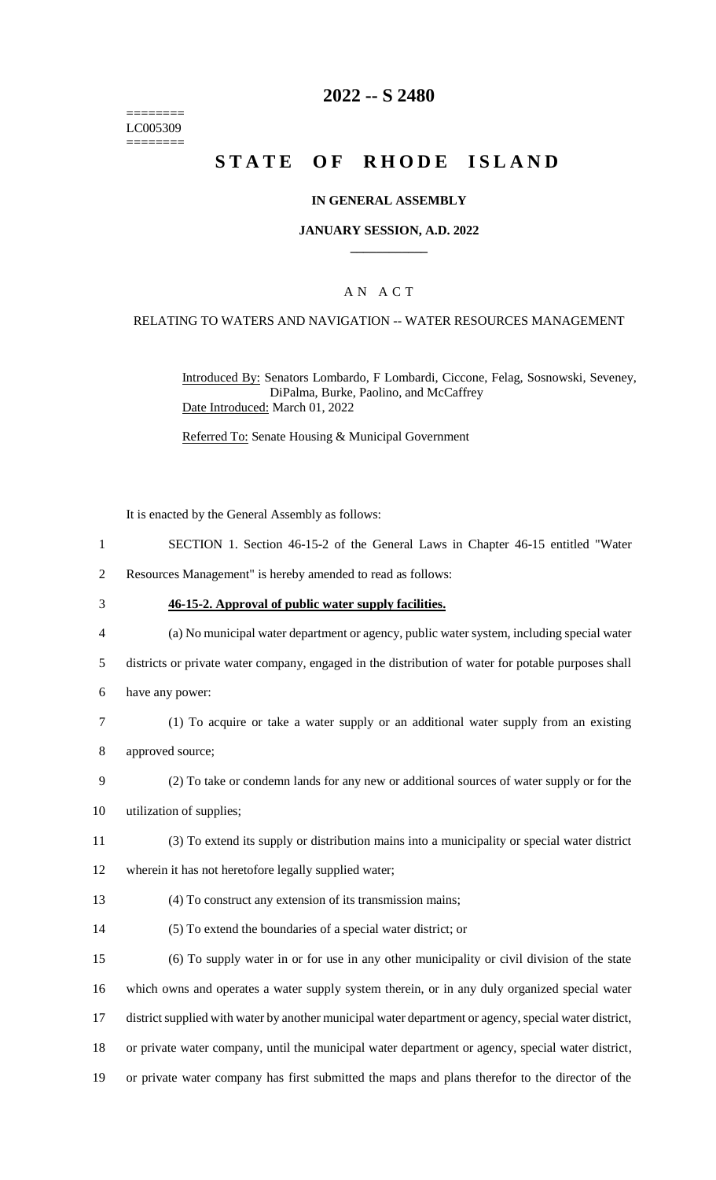========
LC005309
========

# 2022 -- S 2480

# STATE OF RHODE ISLAND

### IN GENERAL ASSEMBLY

### JANUARY SESSION, A.D. 2022

### A N A C T

### RELATING TO WATERS AND NAVIGATION -- WATER RESOURCES MANAGEMENT

Introduced By: Senators Lombardo, F Lombardi, Ciccone, Felag, Sosnowski, Seveney, DiPalma, Burke, Paolino, and McCaffrey

Date Introduced: March 01, 2022

Referred To: Senate Housing & Municipal Government

It is enacted by the General Assembly as follows:

SECTION 1. Section 46-15-2 of the General Laws in Chapter 46-15 entitled "Water Resources Management" is hereby amended to read as follows:

**46-15-2. Approval of public water supply facilities.**

(a) No municipal water department or agency, public water system, including special water districts or private water company, engaged in the distribution of water for potable purposes shall have any power:

(1) To acquire or take a water supply or an additional water supply from an existing approved source;

(2) To take or condemn lands for any new or additional sources of water supply or for the utilization of supplies;

(3) To extend its supply or distribution mains into a municipality or special water district wherein it has not heretofore legally supplied water;

(4) To construct any extension of its transmission mains;

(5) To extend the boundaries of a special water district; or

(6) To supply water in or for use in any other municipality or civil division of the state which owns and operates a water supply system therein, or in any duly organized special water district supplied with water by another municipal water department or agency, special water district, or private water company, until the municipal water department or agency, special water district, or private water company has first submitted the maps and plans therefor to the director of the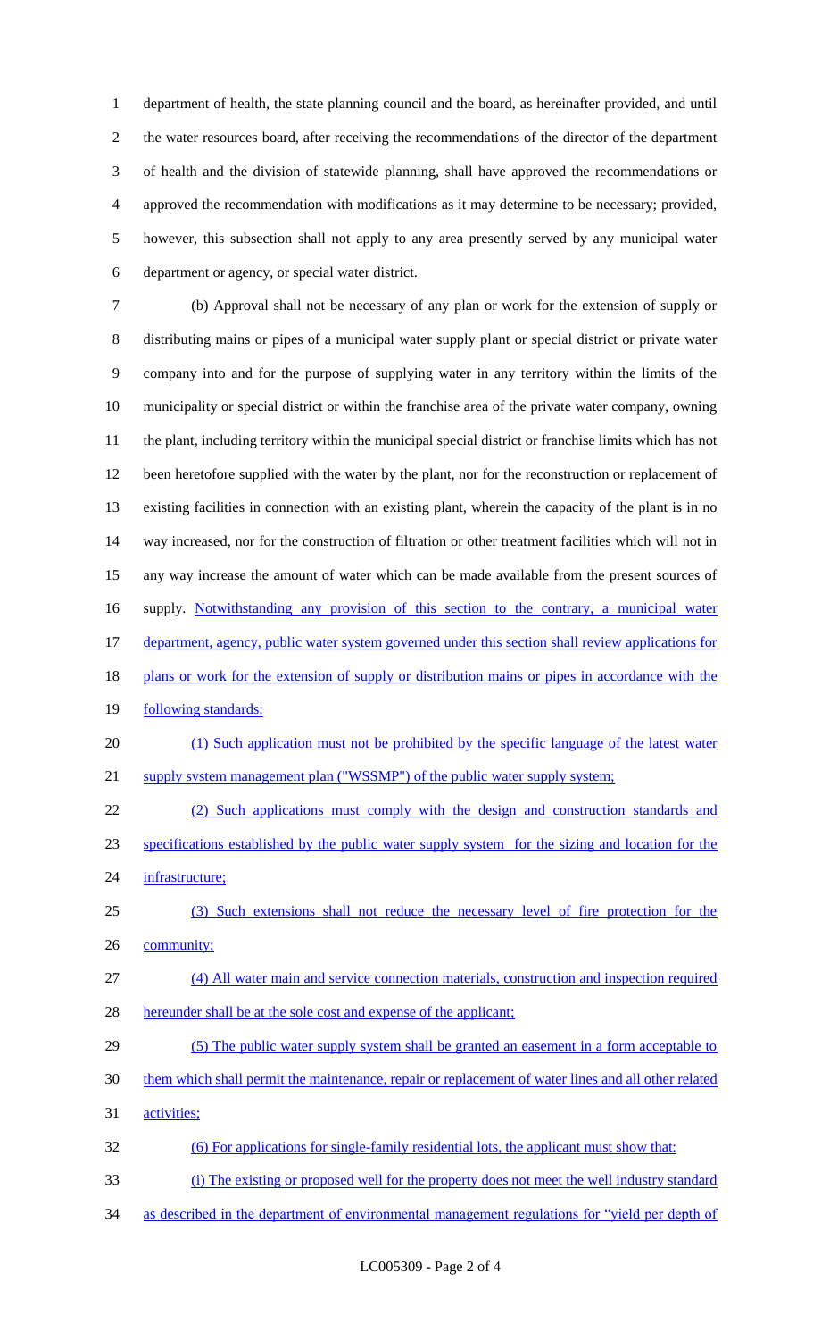department of health, the state planning council and the board, as hereinafter provided, and until the water resources board, after receiving the recommendations of the director of the department of health and the division of statewide planning, shall have approved the recommendations or approved the recommendation with modifications as it may determine to be necessary; provided, however, this subsection shall not apply to any area presently served by any municipal water department or agency, or special water district.

(b) Approval shall not be necessary of any plan or work for the extension of supply or distributing mains or pipes of a municipal water supply plant or special district or private water company into and for the purpose of supplying water in any territory within the limits of the municipality or special district or within the franchise area of the private water company, owning the plant, including territory within the municipal special district or franchise limits which has not been heretofore supplied with the water by the plant, nor for the reconstruction or replacement of existing facilities in connection with an existing plant, wherein the capacity of the plant is in no way increased, nor for the construction of filtration or other treatment facilities which will not in any way increase the amount of water which can be made available from the present sources of supply. Notwithstanding any provision of this section to the contrary, a municipal water department, agency, public water system governed under this section shall review applications for plans or work for the extension of supply or distribution mains or pipes in accordance with the following standards:

(1) Such application must not be prohibited by the specific language of the latest water supply system management plan ("WSSMP") of the public water supply system;

(2) Such applications must comply with the design and construction standards and specifications established by the public water supply system for the sizing and location for the infrastructure;

(3) Such extensions shall not reduce the necessary level of fire protection for the community;

(4) All water main and service connection materials, construction and inspection required hereunder shall be at the sole cost and expense of the applicant;

(5) The public water supply system shall be granted an easement in a form acceptable to them which shall permit the maintenance, repair or replacement of water lines and all other related activities;

(6) For applications for single-family residential lots, the applicant must show that:

(i) The existing or proposed well for the property does not meet the well industry standard as described in the department of environmental management regulations for "yield per depth of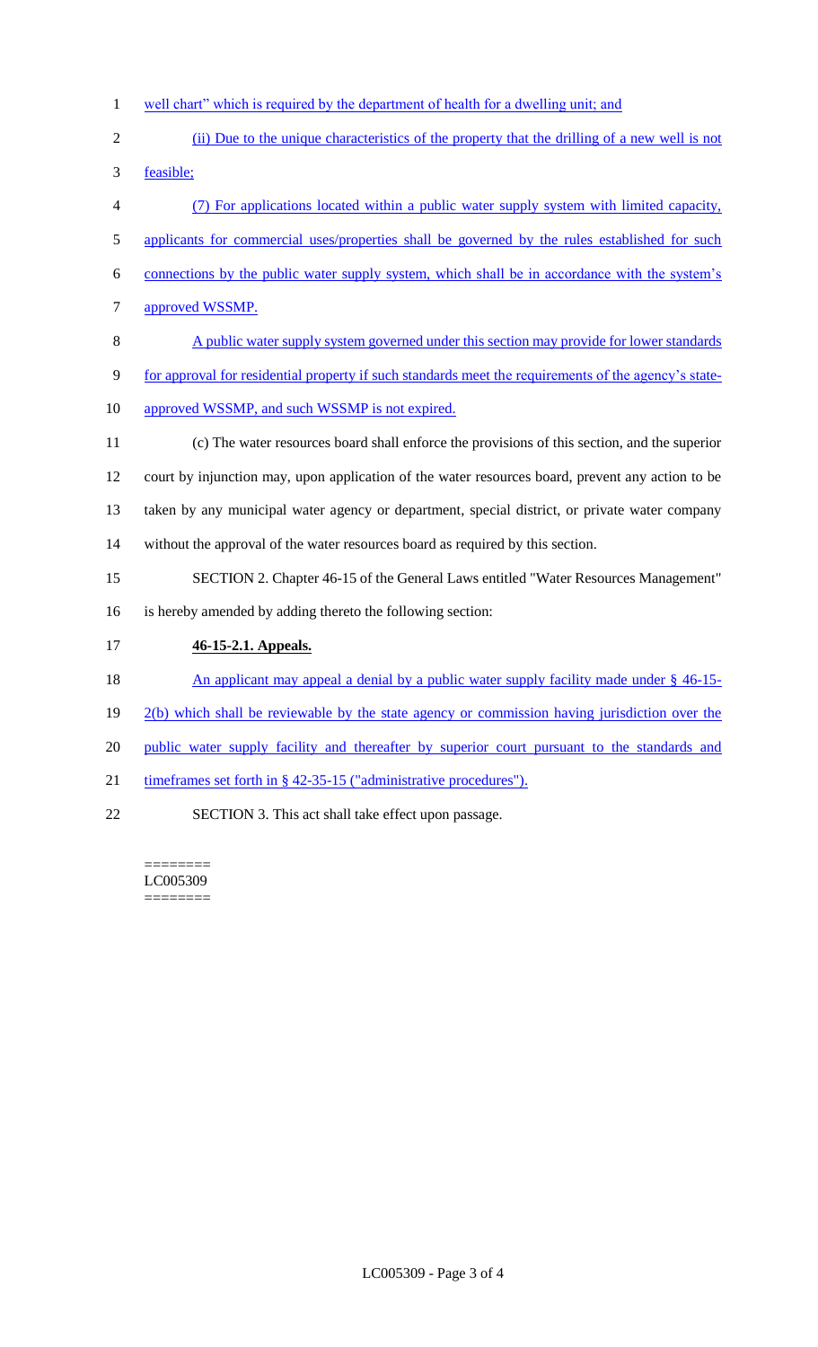well chart" which is required by the department of health for a dwelling unit; and

(ii) Due to the unique characteristics of the property that the drilling of a new well is not feasible;

(7) For applications located within a public water supply system with limited capacity, applicants for commercial uses/properties shall be governed by the rules established for such connections by the public water supply system, which shall be in accordance with the system's approved WSSMP.

A public water supply system governed under this section may provide for lower standards for approval for residential property if such standards meet the requirements of the agency's state-approved WSSMP, and such WSSMP is not expired.

(c) The water resources board shall enforce the provisions of this section, and the superior court by injunction may, upon application of the water resources board, prevent any action to be taken by any municipal water agency or department, special district, or private water company without the approval of the water resources board as required by this section.

SECTION 2. Chapter 46-15 of the General Laws entitled "Water Resources Management" is hereby amended by adding thereto the following section:

**46-15-2.1. Appeals.**

An applicant may appeal a denial by a public water supply facility made under § 46-15-2(b) which shall be reviewable by the state agency or commission having jurisdiction over the public water supply facility and thereafter by superior court pursuant to the standards and timeframes set forth in § 42-35-15 ("administrative procedures").

SECTION 3. This act shall take effect upon passage.

========
LC005309
========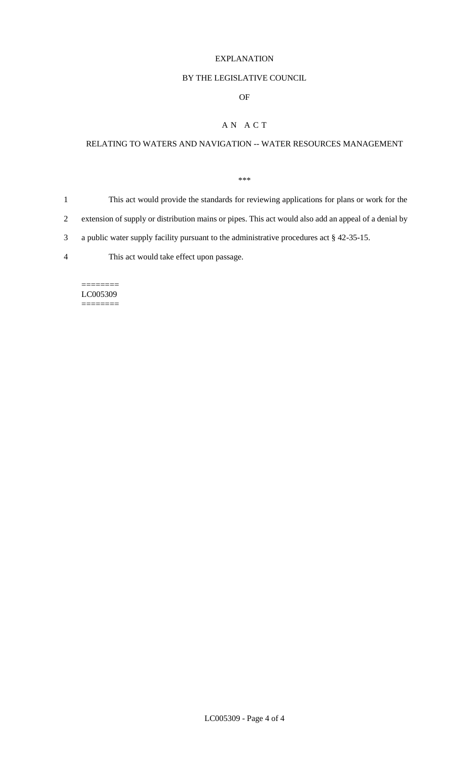EXPLANATION

BY THE LEGISLATIVE COUNCIL

OF

A N A C T

RELATING TO WATERS AND NAVIGATION -- WATER RESOURCES MANAGEMENT

\*\*\*

1 This act would provide the standards for reviewing applications for plans or work for the
2 extension of supply or distribution mains or pipes. This act would also add an appeal of a denial by
3 a public water supply facility pursuant to the administrative procedures act § 42-35-15.
4 This act would take effect upon passage.

========
LC005309
========